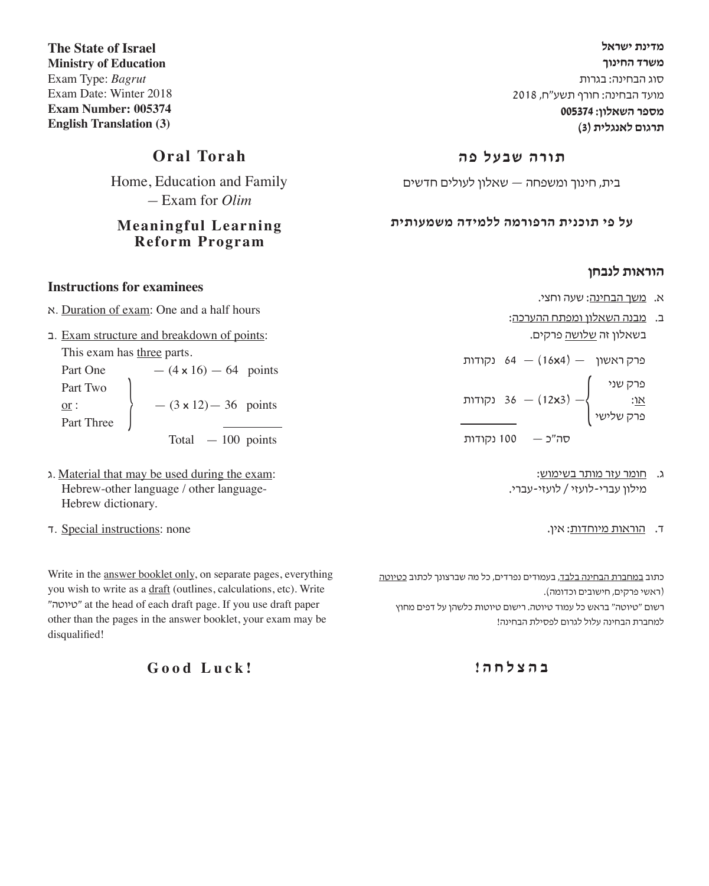**The State of Israel**
**Ministry of Education**
Exam Type: *Bagrut*
Exam Date: Winter 2018
**Exam Number: 005374**
**English Translation (3)**

**מדינת ישראל**
**משרד החינוך**
סוג הבחינה: בגרות
מועד הבחינה: חורף תשע"ח, 2018
**מספר השאלון: 005374**
**תרגום לאנגלית (3)**

# Oral Torah

Home, Education and Family
– Exam for *Olim*

## Meaningful Learning Reform Program

# תורה שבעל פה

בית, חינוך ומשפחה — שאלון לעולים חדשים

## על פי תוכנית הרפורמה ללמידה משמעותית

### Instructions for examinees

א. Duration of exam: One and a half hours

ב. Exam structure and breakdown of points:
This exam has three parts.

| | | |
|---|---|---|
| Part One | — (4 x 16) — 64 | points |
| Part Two *or*: Part Three | — (3 x 12) — 36 | points |
| | Total — 100 | points |

ג. Material that may be used during the exam:
Hebrew-other language / other language-Hebrew dictionary.

ד. Special instructions: none

Write in the answer booklet only, on separate pages, everything you wish to write as a draft (outlines, calculations, etc). Write "טיוטה" at the head of each draft page. If you use draft paper other than the pages in the answer booklet, your exam may be disqualified!

### הוראות לנבחן

א. משך הבחינה: שעה וחצי.

ב. מבנה השאלון ומפתח ההערכה:
בשאלון זה שלושה פרקים.

| | | |
|---|---|---|
| פרק ראשון | — (16x4) — 64 | נקודות |
| פרק שני או: פרק שלישי | — (12x3) — 36 | נקודות |
| | סה"כ — 100 | נקודות |

ג. חומר עזר מותר בשימוש:
מילון עברי-לועזי / לועזי-עברי.

ד. הוראות מיוחדות: אין.

כתוב במחברת הבחינה בלבד, בעמודים נפרדים, כל מה שברצונך לכתוב כטיוטה (ראשי פרקים, חישובים וכדומה).
רשום "טיוטה" בראש כל עמוד טיוטה. רישום טיוטות כלשהן על דפים מחוץ למחברת הבחינה עלול לגרום לפסילת הבחינה!

**Good Luck!**

**בהצלחה!**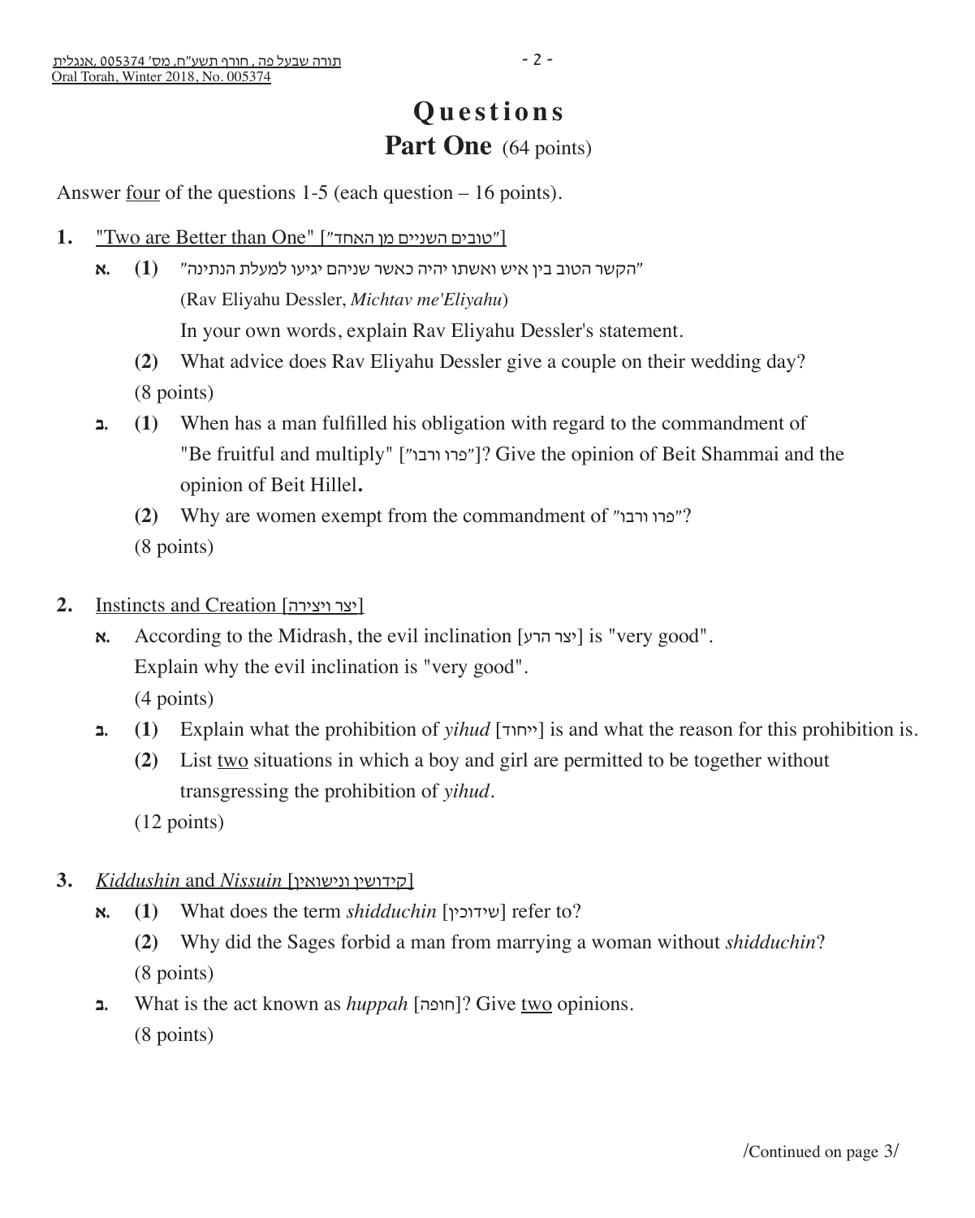# Questions

## Part One (64 points)

Answer four of the questions 1-5 (each question – 16 points).

**1.** "Two are Better than One" ["טובים השניים מן האחד"]

**א.** **(1)** "הקשר הטוב בין איש ואשתו יהיה כאשר שניהם יגיעו למעלת הנתינה"

(Rav Eliyahu Dessler, *Michtav me'Eliyahu*)

In your own words, explain Rav Eliyahu Dessler's statement.

**(2)** What advice does Rav Eliyahu Dessler give a couple on their wedding day?

(8 points)

**ב.** **(1)** When has a man fulfilled his obligation with regard to the commandment of "Be fruitful and multiply" ["פרו ורבו"]? Give the opinion of Beit Shammai and the opinion of Beit Hillel**.**

**(2)** Why are women exempt from the commandment of "פרו ורבו"?

(8 points)

**2.** Instincts and Creation [יצר ויצירה]

**א.** According to the Midrash, the evil inclination [יצר הרע] is "very good".

Explain why the evil inclination is "very good".

(4 points)

**ב.** **(1)** Explain what the prohibition of *yihud* [ייחוד] is and what the reason for this prohibition is.

**(2)** List two situations in which a boy and girl are permitted to be together without transgressing the prohibition of *yihud*.

(12 points)

**3.** *Kiddushin* and *Nissuin* [קידושין ונישואין]

**א.** **(1)** What does the term *shidduchin* [שידוכין] refer to?

**(2)** Why did the Sages forbid a man from marrying a woman without *shidduchin*?

(8 points)

**ב.** What is the act known as *huppah* [חופה]? Give two opinions.

(8 points)

/Continued on page 3/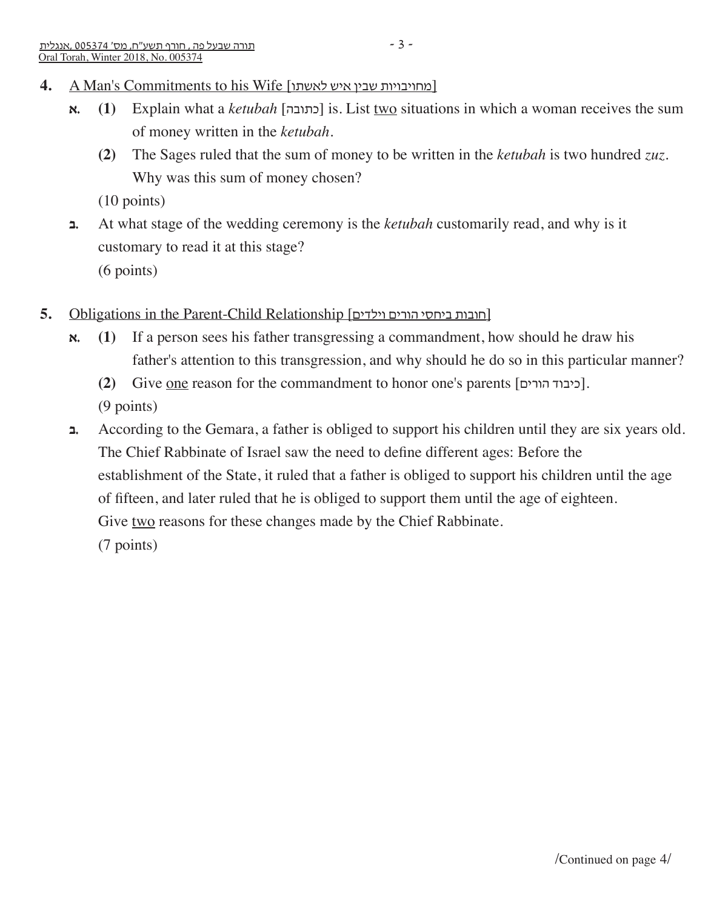4. A Man's Commitments to his Wife [מחויבויות שבין איש לאשתו]

**א.** **(1)** Explain what a *ketubah* [כתובה] is. List two situations in which a woman receives the sum of money written in the *ketubah*.

**(2)** The Sages ruled that the sum of money to be written in the *ketubah* is two hundred *zuz*. Why was this sum of money chosen?

(10 points)

**ב.** At what stage of the wedding ceremony is the *ketubah* customarily read, and why is it customary to read it at this stage?

(6 points)

5. Obligations in the Parent-Child Relationship [חובות ביחסי הורים וילדים]

**א.** **(1)** If a person sees his father transgressing a commandment, how should he draw his father's attention to this transgression, and why should he do so in this particular manner?

**(2)** Give one reason for the commandment to honor one's parents [כיבוד הורים].

(9 points)

**ב.** According to the Gemara, a father is obliged to support his children until they are six years old. The Chief Rabbinate of Israel saw the need to define different ages: Before the establishment of the State, it ruled that a father is obliged to support his children until the age of fifteen, and later ruled that he is obliged to support them until the age of eighteen.

Give two reasons for these changes made by the Chief Rabbinate.

(7 points)

/Continued on page 4/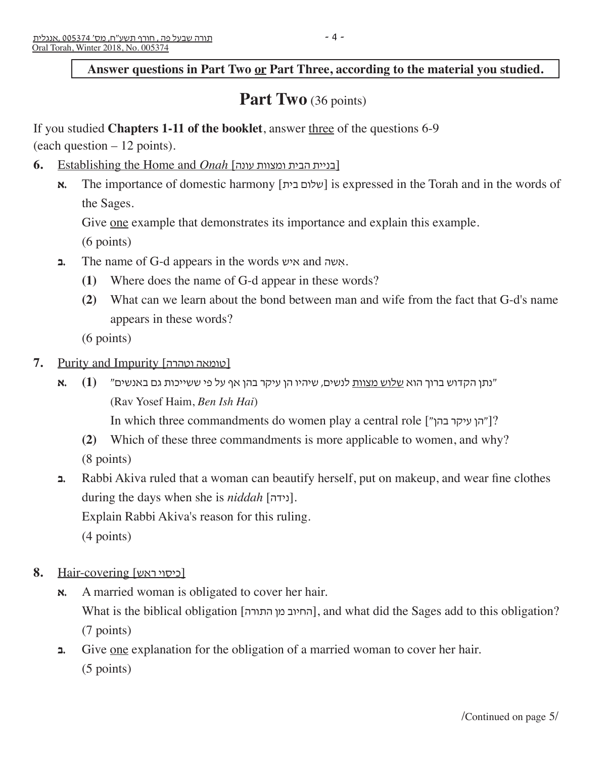**Answer questions in Part Two or Part Three, according to the material you studied.**

# Part Two (36 points)

If you studied **Chapters 1-11 of the booklet**, answer three of the questions 6-9 (each question – 12 points).

**6.** Establishing the Home and *Onah* [בניית הבית ומצוות עונה]

**א.** The importance of domestic harmony [שלום בית] is expressed in the Torah and in the words of the Sages.

Give one example that demonstrates its importance and explain this example.

(6 points)

**ב.** The name of G-d appears in the words איש and אשה.

**(1)** Where does the name of G-d appear in these words?

**(2)** What can we learn about the bond between man and wife from the fact that G-d's name appears in these words?

(6 points)

**7.** Purity and Impurity [טומאה וטהרה]

**א.** **(1)** "נתן הקדוש ברוך הוא שלוש מצוות לנשים, שיהיו הן עיקר בהן אף על פי ששייכות גם באנשים"

(Rav Yosef Haim, *Ben Ish Hai*)

In which three commandments do women play a central role ["הן עיקר בהן"]?

**(2)** Which of these three commandments is more applicable to women, and why?

(8 points)

**ב.** Rabbi Akiva ruled that a woman can beautify herself, put on makeup, and wear fine clothes during the days when she is *niddah* [נידה].

Explain Rabbi Akiva's reason for this ruling.

(4 points)

**8.** Hair-covering [כיסוי ראש]

**א.** A married woman is obligated to cover her hair.

What is the biblical obligation [החיוב מן התורה], and what did the Sages add to this obligation?

(7 points)

**ב.** Give one explanation for the obligation of a married woman to cover her hair.

(5 points)

/Continued on page 5/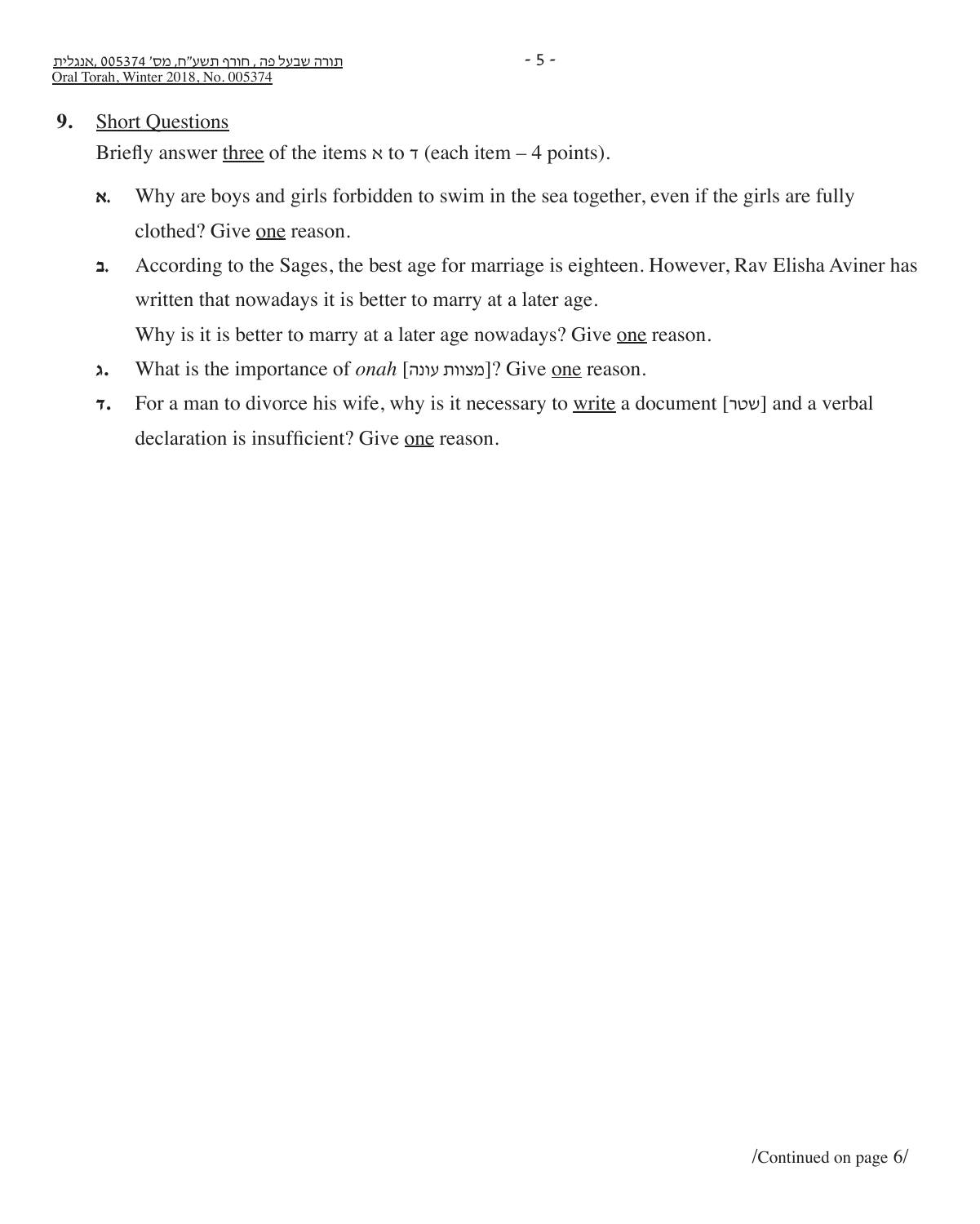**9.** <u>Short Questions</u>

Briefly answer <u>three</u> of the items א to ד (each item – 4 points).

**א.** Why are boys and girls forbidden to swim in the sea together, even if the girls are fully clothed? Give <u>one</u> reason.

**ב.** According to the Sages, the best age for marriage is eighteen. However, Rav Elisha Aviner has written that nowadays it is better to marry at a later age.
Why is it is better to marry at a later age nowadays? Give <u>one</u> reason.

**ג.** What is the importance of *onah* [מצוות עונה]? Give <u>one</u> reason.

**ד.** For a man to divorce his wife, why is it necessary to <u>write</u> a document [שטר] and a verbal declaration is insufficient? Give <u>one</u> reason.

/Continued on page 6/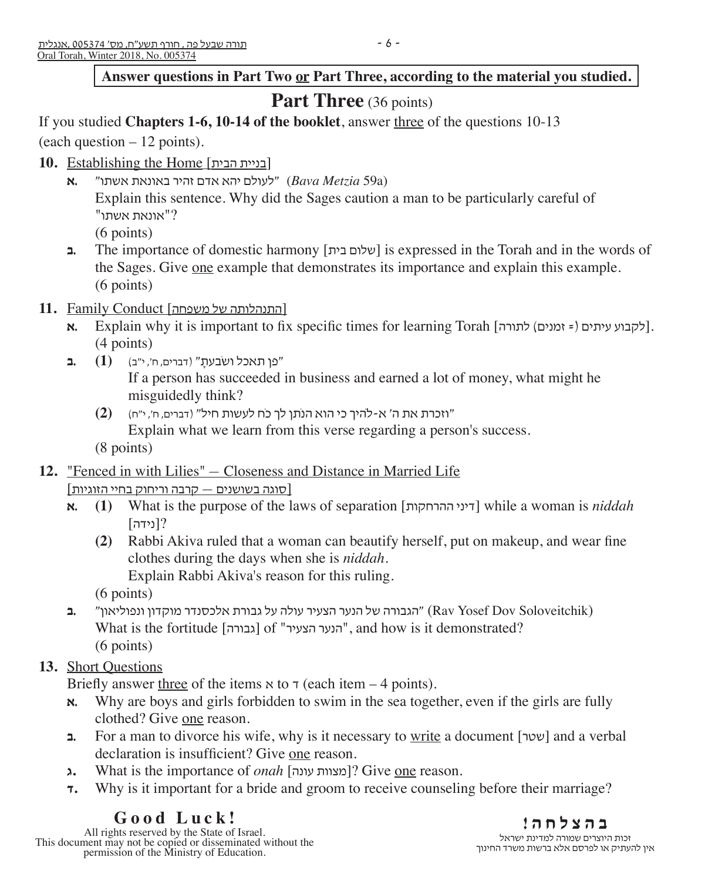**Answer questions in Part Two or Part Three, according to the material you studied.**

# Part Three (36 points)

If you studied **Chapters 1-6, 10-14 of the booklet**, answer three of the questions 10-13 (each question – 12 points).

**10.** Establishing the Home [בניית הבית]

**א.** "לעולם יהא אדם זהיר באונאת אשתו" (*Bava Metzia* 59a)
Explain this sentence. Why did the Sages caution a man to be particularly careful of "אונאת אשתו"?
(6 points)

**ב.** The importance of domestic harmony [שלום בית] is expressed in the Torah and in the words of the Sages. Give one example that demonstrates its importance and explain this example.
(6 points)

**11.** Family Conduct [התנהלותה של משפחה]

**א.** Explain why it is important to fix specific times for learning Torah [לקבוע עיתים (= זמנים) לתורה].
(4 points)

**ב.** **(1)** "פן תאכל ושבעת" (דברים, ח', י"ב)
If a person has succeeded in business and earned a lot of money, what might he misguidedly think?

**(2)** "וזכרת את ה' א-להיך כי הוא הנתן לך כח לעשות חיל" (דברים, ח', י"ח)
Explain what we learn from this verse regarding a person's success.

(8 points)

**12.** "Fenced in with Lilies" — Closeness and Distance in Married Life [סוגה בשושנים — קרבה וריחוק בחיי הזוגיות]

**א.** **(1)** What is the purpose of the laws of separation [דיני ההרחקות] while a woman is *niddah* [נידה]?

**(2)** Rabbi Akiva ruled that a woman can beautify herself, put on makeup, and wear fine clothes during the days when she is *niddah*.
Explain Rabbi Akiva's reason for this ruling.

(6 points)

**ב.** "הגבורה של הנער הצעיר עולה על גבורת אלכסנדר מוקדון ונפוליאון" (Rav Yosef Dov Soloveitchik)
What is the fortitude [גבורה] of "הנער הצעיר", and how is it demonstrated?
(6 points)

**13.** Short Questions

Briefly answer three of the items א to ד (each item – 4 points).

**א.** Why are boys and girls forbidden to swim in the sea together, even if the girls are fully clothed? Give one reason.

**ב.** For a man to divorce his wife, why is it necessary to write a document [שטר] and a verbal declaration is insufficient? Give one reason.

**ג.** What is the importance of *onah* [מצוות עונה]? Give one reason.

**ד.** Why is it important for a bride and groom to receive counseling before their marriage?

**Good Luck!**

All rights reserved by the State of Israel.
This document may not be copied or disseminated without the permission of the Ministry of Education.

**בהצלחה!**

זכות היוצרים שמורה למדינת ישראל
אין להעתיק או לפרסם אלא ברשות משרד החינוך